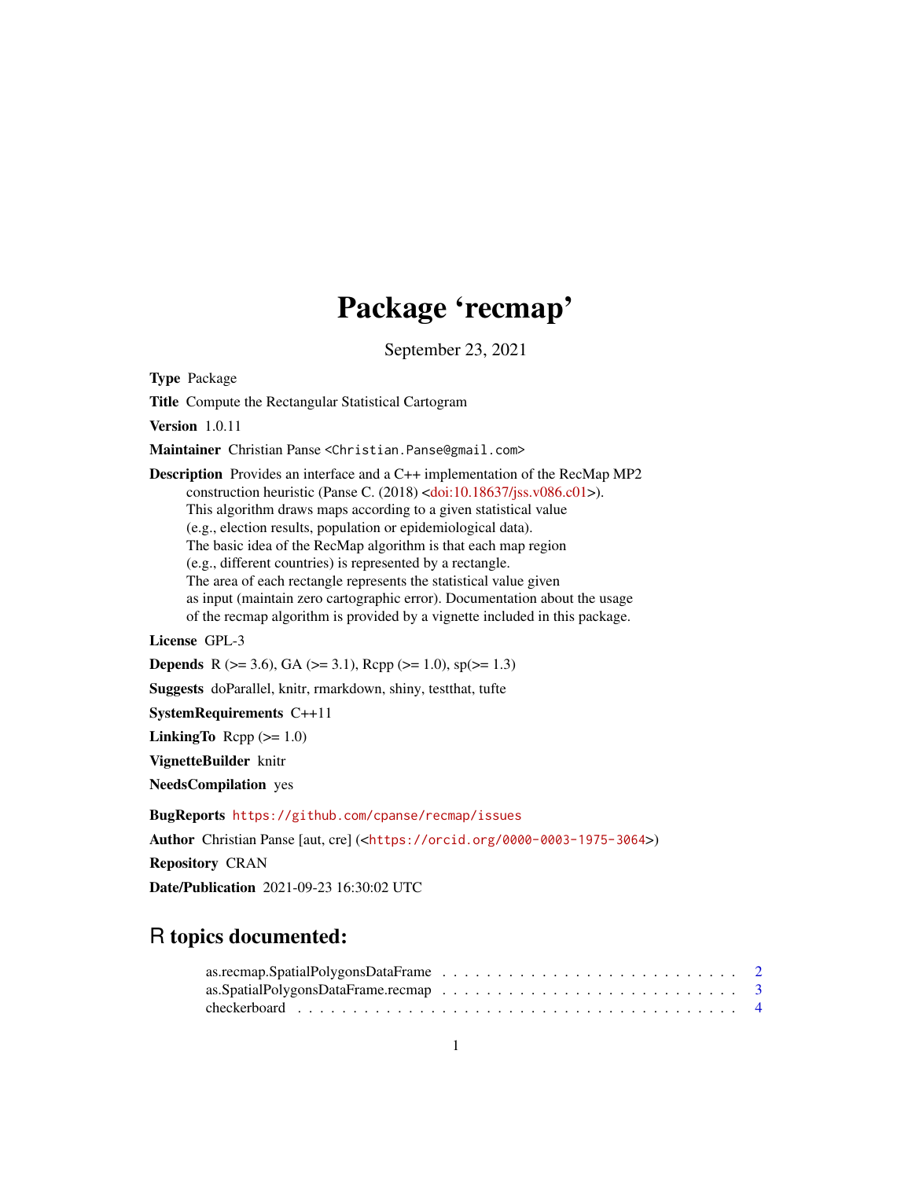# Package 'recmap'

September 23, 2021

**Type** Package

**Title** Compute the Rectangular Statistical Cartogram

**Version** 1.0.11

**Maintainer** Christian Panse <Christian.Panse@gmail.com>

**Description** Provides an interface and a C++ implementation of the RecMap MP2 construction heuristic (Panse C. (2018) <doi:10.18637/jss.v086.c01>). This algorithm draws maps according to a given statistical value (e.g., election results, population or epidemiological data). The basic idea of the RecMap algorithm is that each map region (e.g., different countries) is represented by a rectangle. The area of each rectangle represents the statistical value given as input (maintain zero cartographic error). Documentation about the usage of the recmap algorithm is provided by a vignette included in this package.

**License** GPL-3

**Depends** R (>= 3.6), GA (>= 3.1), Rcpp (>= 1.0), sp(>= 1.3)

**Suggests** doParallel, knitr, rmarkdown, shiny, testthat, tufte

**SystemRequirements** C++11

**LinkingTo** Rcpp (>= 1.0)

**VignetteBuilder** knitr

**NeedsCompilation** yes

**BugReports** https://github.com/cpanse/recmap/issues

**Author** Christian Panse [aut, cre] (<https://orcid.org/0000-0003-1975-3064>)

**Repository** CRAN

**Date/Publication** 2021-09-23 16:30:02 UTC

## R topics documented:

as.recmap.SpatialPolygonsDataFrame . . . . . . . . . . . . . . . . . . . . . . . . . . . 2
as.SpatialPolygonsDataFrame.recmap . . . . . . . . . . . . . . . . . . . . . . . . . . . 3
checkerboard . . . . . . . . . . . . . . . . . . . . . . . . . . . . . . . . . . . . . . . . 4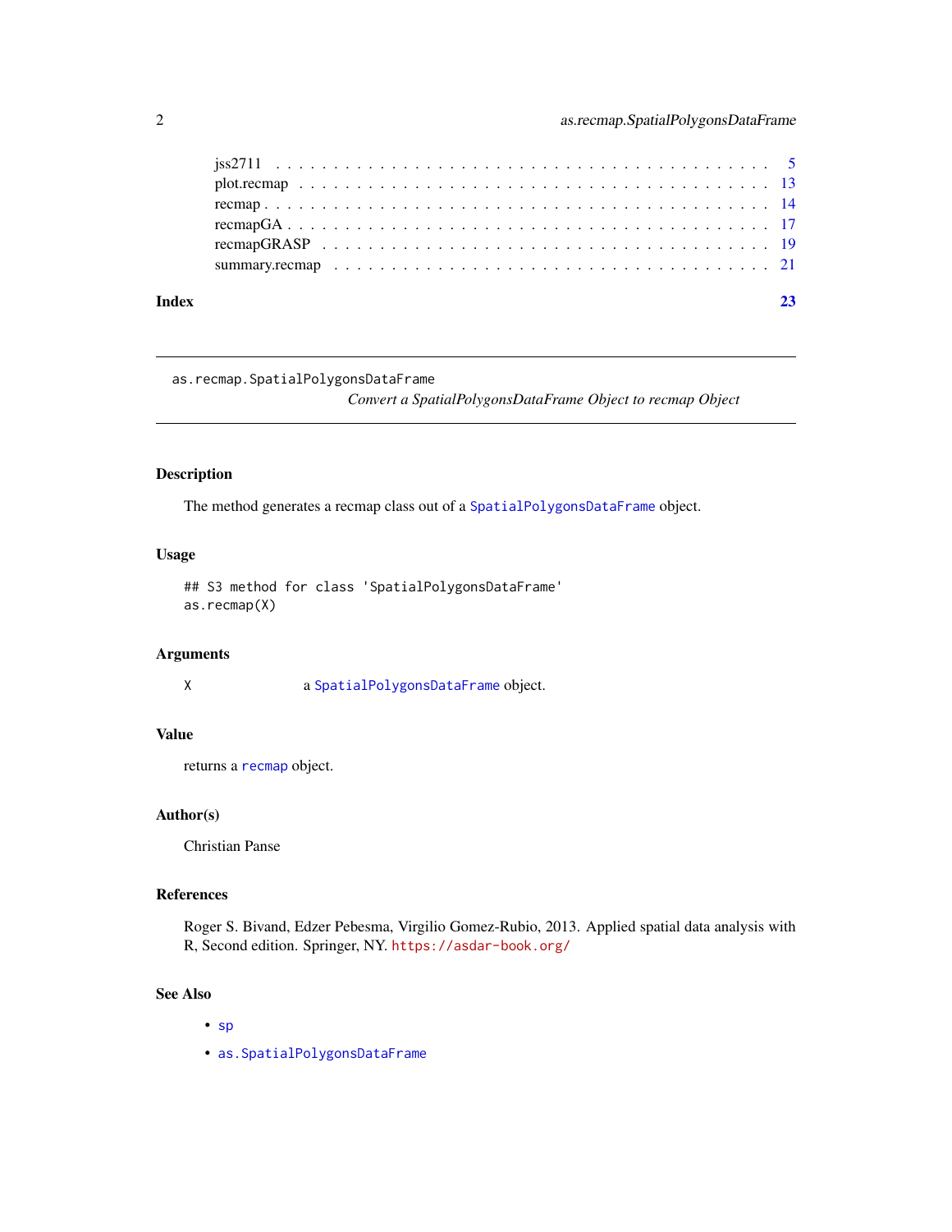jss2711 . . . . . . . . . . . . . . . . . . . . . . . . . . . . . . . . . . . . . . . . 5
plot.recmap . . . . . . . . . . . . . . . . . . . . . . . . . . . . . . . . . . . . . 13
recmap . . . . . . . . . . . . . . . . . . . . . . . . . . . . . . . . . . . . . . . . 14
recmapGA . . . . . . . . . . . . . . . . . . . . . . . . . . . . . . . . . . . . . . 17
recmapGRASP . . . . . . . . . . . . . . . . . . . . . . . . . . . . . . . . . . . . 19
summary.recmap . . . . . . . . . . . . . . . . . . . . . . . . . . . . . . . . . . 21

**Index** **23**

---

`as.recmap.SpatialPolygonsDataFrame`
*Convert a SpatialPolygonsDataFrame Object to recmap Object*

---

## Description

The method generates a recmap class out of a `SpatialPolygonsDataFrame` object.

## Usage

```
## S3 method for class 'SpatialPolygonsDataFrame'
as.recmap(X)
```

## Arguments

| | |
|---|---|
| X | a `SpatialPolygonsDataFrame` object. |

## Value

returns a `recmap` object.

## Author(s)

Christian Panse

## References

Roger S. Bivand, Edzer Pebesma, Virgilio Gomez-Rubio, 2013. Applied spatial data analysis with R, Second edition. Springer, NY. https://asdar-book.org/

## See Also

- `sp`
- `as.SpatialPolygonsDataFrame`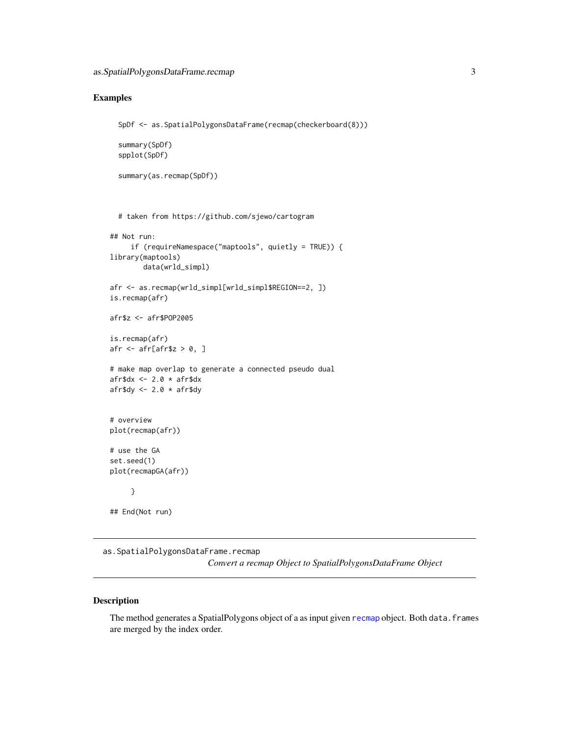### Examples

```
  SpDf <- as.SpatialPolygonsDataFrame(recmap(checkerboard(8)))

  summary(SpDf)
  spplot(SpDf)

  summary(as.recmap(SpDf))



  # taken from https://github.com/sjewo/cartogram

## Not run:
     if (requireNamespace("maptools", quietly = TRUE)) {
library(maptools)
        data(wrld_simpl)

afr <- as.recmap(wrld_simpl[wrld_simpl$REGION==2, ])
is.recmap(afr)

afr$z <- afr$POP2005

is.recmap(afr)
afr <- afr[afr$z > 0, ]

# make map overlap to generate a connected pseudo dual
afr$dx <- 2.0 * afr$dx
afr$dy <- 2.0 * afr$dy


# overview
plot(recmap(afr))

# use the GA
set.seed(1)
plot(recmapGA(afr))

     }

## End(Not run)
```

---

## as.SpatialPolygonsDataFrame.recmap

*Convert a recmap Object to SpatialPolygonsDataFrame Object*

---

### Description

The method generates a SpatialPolygons object of a as input given recmap object. Both data.frames are merged by the index order.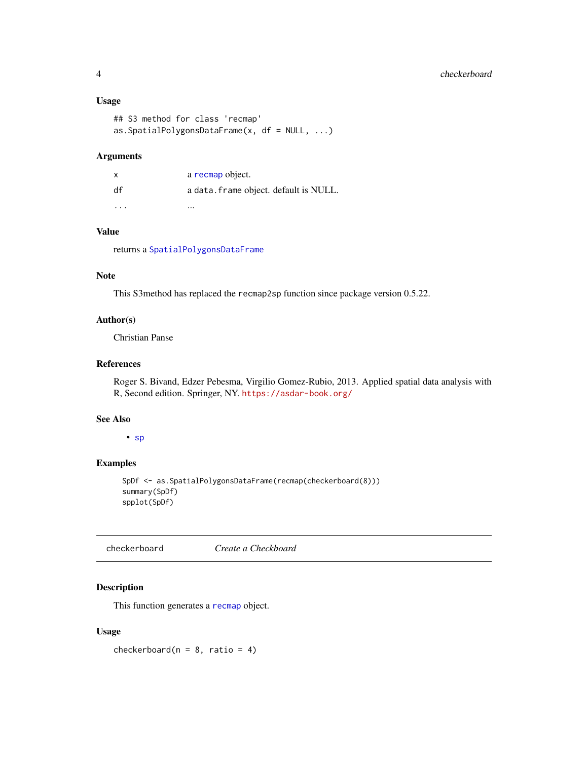### Usage

```
## S3 method for class 'recmap'
as.SpatialPolygonsDataFrame(x, df = NULL, ...)
```

### Arguments

| | |
|---|---|
| x | a recmap object. |
| df | a data.frame object. default is NULL. |
| ... | ... |

### Value

returns a SpatialPolygonsDataFrame

### Note

This S3method has replaced the recmap2sp function since package version 0.5.22.

### Author(s)

Christian Panse

### References

Roger S. Bivand, Edzer Pebesma, Virgilio Gomez-Rubio, 2013. Applied spatial data analysis with R, Second edition. Springer, NY. https://asdar-book.org/

### See Also

- sp

### Examples

```
SpDf <- as.SpatialPolygonsDataFrame(recmap(checkerboard(8)))
summary(SpDf)
spplot(SpDf)
```

---

## checkerboard *Create a Checkboard*

---

### Description

This function generates a recmap object.

### Usage

```
checkerboard(n = 8, ratio = 4)
```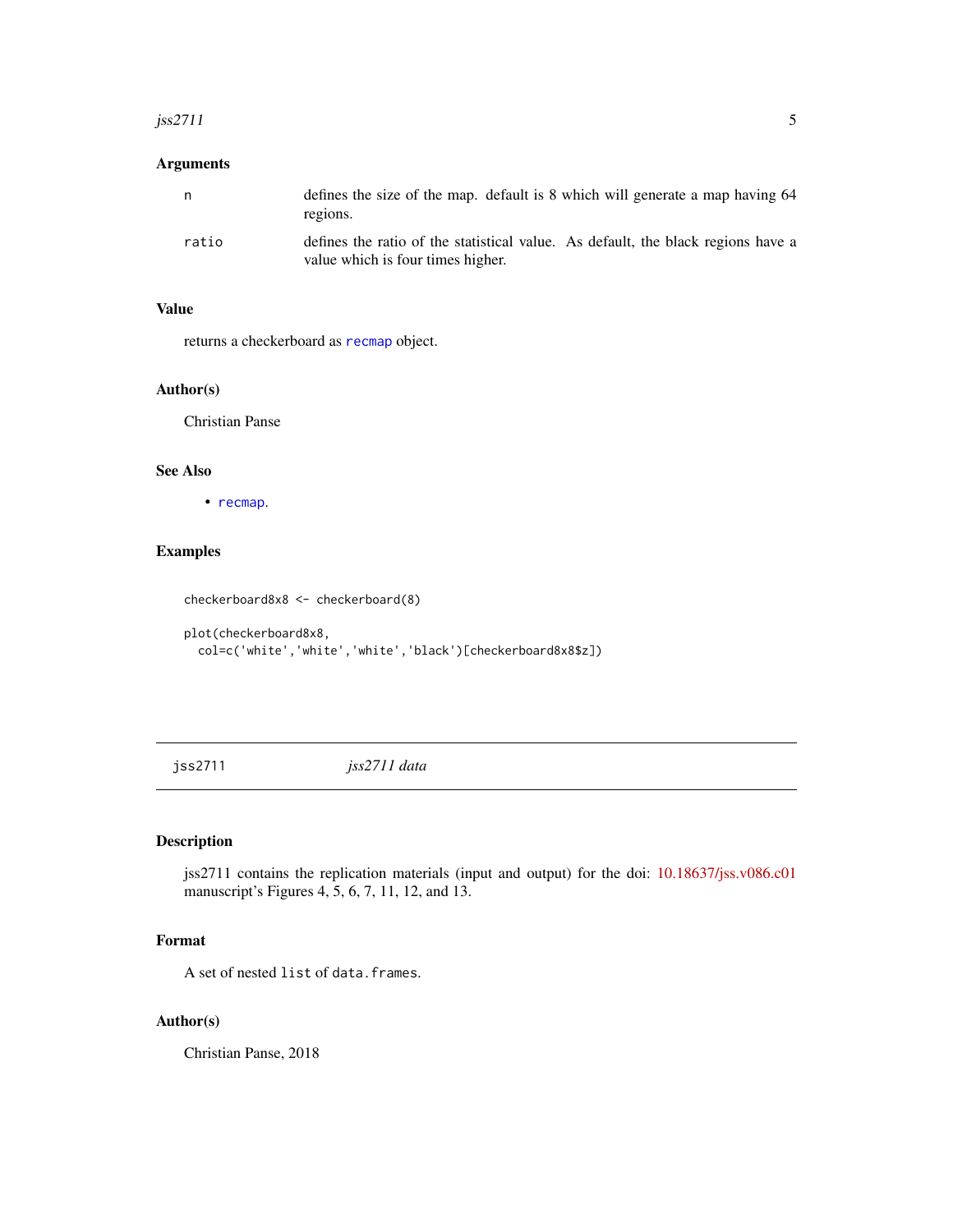### Arguments

| | |
|---|---|
| n | defines the size of the map. default is 8 which will generate a map having 64 regions. |
| ratio | defines the ratio of the statistical value. As default, the black regions have a value which is four times higher. |

### Value

returns a checkerboard as recmap object.

### Author(s)

Christian Panse

### See Also

- recmap.

### Examples

```
checkerboard8x8 <- checkerboard(8)

plot(checkerboard8x8,
  col=c('white','white','white','black')[checkerboard8x8$z])
```

---

## jss2711 — *jss2711 data*

### Description

jss2711 contains the replication materials (input and output) for the doi: 10.18637/jss.v086.c01 manuscript's Figures 4, 5, 6, 7, 11, 12, and 13.

### Format

A set of nested `list` of `data.frames`.

### Author(s)

Christian Panse, 2018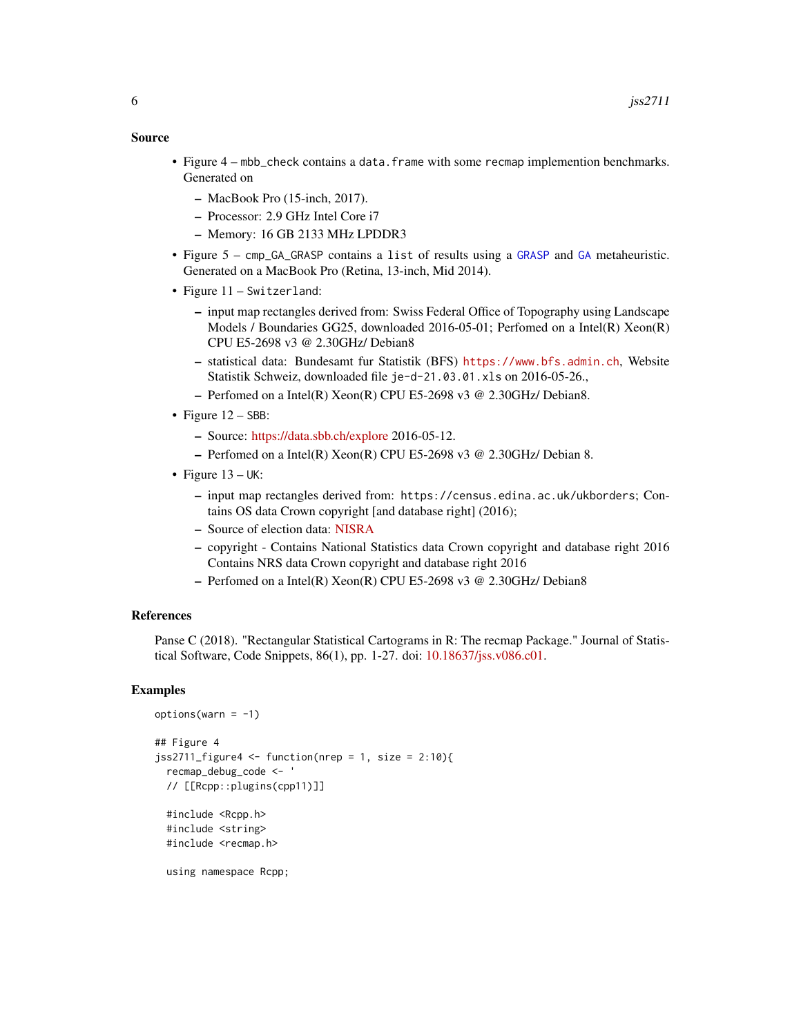### Source

- Figure 4 – `mbb_check` contains a `data.frame` with some `recmap` implemention benchmarks. Generated on
  - MacBook Pro (15-inch, 2017).
  - Processor: 2.9 GHz Intel Core i7
  - Memory: 16 GB 2133 MHz LPDDR3
- Figure 5 – `cmp_GA_GRASP` contains a `list` of results using a `GRASP` and `GA` metaheuristic. Generated on a MacBook Pro (Retina, 13-inch, Mid 2014).
- Figure 11 – `Switzerland`:
  - input map rectangles derived from: Swiss Federal Office of Topography using Landscape Models / Boundaries GG25, downloaded 2016-05-01; Perfomed on a Intel(R) Xeon(R) CPU E5-2698 v3 @ 2.30GHz/ Debian8
  - statistical data: Bundesamt fur Statistik (BFS) `https://www.bfs.admin.ch`, Website Statistik Schweiz, downloaded file `je-d-21.03.01.xls` on 2016-05-26.,
  - Perfomed on a Intel(R) Xeon(R) CPU E5-2698 v3 @ 2.30GHz/ Debian8.
- Figure 12 – `SBB`:
  - Source: https://data.sbb.ch/explore 2016-05-12.
  - Perfomed on a Intel(R) Xeon(R) CPU E5-2698 v3 @ 2.30GHz/ Debian 8.
- Figure 13 – `UK`:
  - input map rectangles derived from: `https://census.edina.ac.uk/ukborders`; Contains OS data Crown copyright [and database right] (2016);
  - Source of election data: NISRA
  - copyright - Contains National Statistics data Crown copyright and database right 2016 Contains NRS data Crown copyright and database right 2016
  - Perfomed on a Intel(R) Xeon(R) CPU E5-2698 v3 @ 2.30GHz/ Debian8

### References

Panse C (2018). "Rectangular Statistical Cartograms in R: The recmap Package." Journal of Statistical Software, Code Snippets, 86(1), pp. 1-27. doi: 10.18637/jss.v086.c01.

### Examples

```
options(warn = -1)

## Figure 4
jss2711_figure4 <- function(nrep = 1, size = 2:10){
  recmap_debug_code <- '
  // [[Rcpp::plugins(cpp11)]]

  #include <Rcpp.h>
  #include <string>
  #include <recmap.h>

  using namespace Rcpp;
```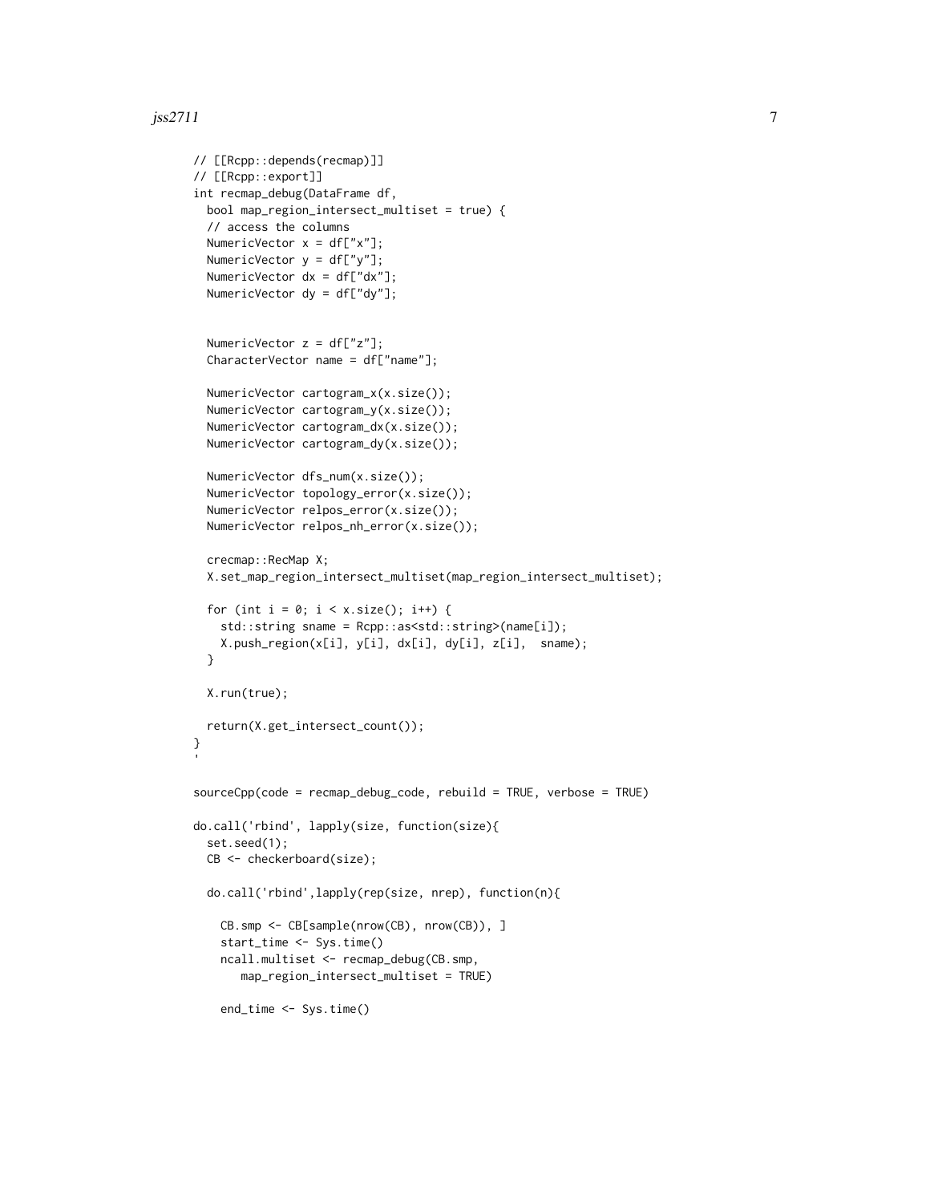```
// [[Rcpp::depends(recmap)]]
// [[Rcpp::export]]
int recmap_debug(DataFrame df,
  bool map_region_intersect_multiset = true) {
  // access the columns
  NumericVector x = df["x"];
  NumericVector y = df["y"];
  NumericVector dx = df["dx"];
  NumericVector dy = df["dy"];


  NumericVector z = df["z"];
  CharacterVector name = df["name"];

  NumericVector cartogram_x(x.size());
  NumericVector cartogram_y(x.size());
  NumericVector cartogram_dx(x.size());
  NumericVector cartogram_dy(x.size());

  NumericVector dfs_num(x.size());
  NumericVector topology_error(x.size());
  NumericVector relpos_error(x.size());
  NumericVector relpos_nh_error(x.size());

  crecmap::RecMap X;
  X.set_map_region_intersect_multiset(map_region_intersect_multiset);

  for (int i = 0; i < x.size(); i++) {
    std::string sname = Rcpp::as<std::string>(name[i]);
    X.push_region(x[i], y[i], dx[i], dy[i], z[i],  sname);
  }

  X.run(true);

  return(X.get_intersect_count());
}
'

sourceCpp(code = recmap_debug_code, rebuild = TRUE, verbose = TRUE)

do.call('rbind', lapply(size, function(size){
  set.seed(1);
  CB <- checkerboard(size);

  do.call('rbind',lapply(rep(size, nrep), function(n){

    CB.smp <- CB[sample(nrow(CB), nrow(CB)), ]
    start_time <- Sys.time()
    ncall.multiset <- recmap_debug(CB.smp,
       map_region_intersect_multiset = TRUE)

    end_time <- Sys.time()
```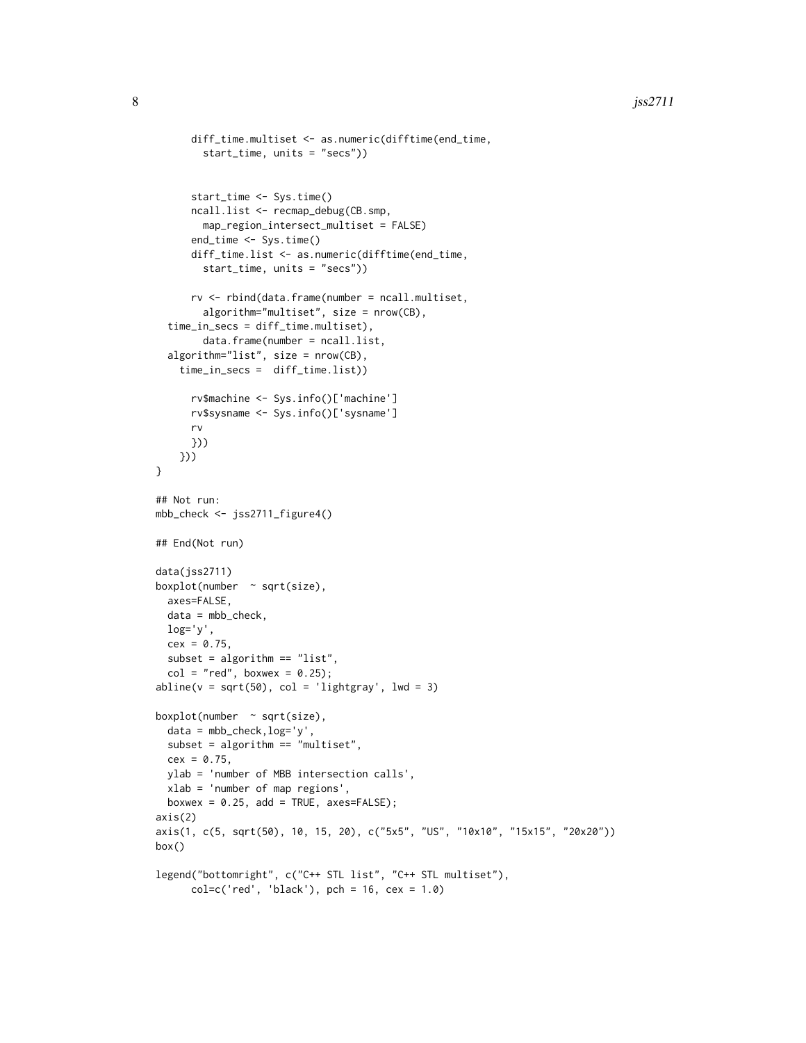```
      diff_time.multiset <- as.numeric(difftime(end_time,
        start_time, units = "secs"))


      start_time <- Sys.time()
      ncall.list <- recmap_debug(CB.smp,
        map_region_intersect_multiset = FALSE)
      end_time <- Sys.time()
      diff_time.list <- as.numeric(difftime(end_time,
        start_time, units = "secs"))

      rv <- rbind(data.frame(number = ncall.multiset,
        algorithm="multiset", size = nrow(CB),
  time_in_secs = diff_time.multiset),
        data.frame(number = ncall.list,
  algorithm="list", size = nrow(CB),
    time_in_secs =  diff_time.list))

      rv$machine <- Sys.info()['machine']
      rv$sysname <- Sys.info()['sysname']
      rv
      }))
    }))
}

## Not run:
mbb_check <- jss2711_figure4()

## End(Not run)

data(jss2711)
boxplot(number  ~ sqrt(size),
  axes=FALSE,
  data = mbb_check,
  log='y',
  cex = 0.75,
  subset = algorithm == "list",
  col = "red", boxwex = 0.25);
abline(v = sqrt(50), col = 'lightgray', lwd = 3)

boxplot(number  ~ sqrt(size),
  data = mbb_check,log='y',
  subset = algorithm == "multiset",
  cex = 0.75,
  ylab = 'number of MBB intersection calls',
  xlab = 'number of map regions',
  boxwex = 0.25, add = TRUE, axes=FALSE);
axis(2)
axis(1, c(5, sqrt(50), 10, 15, 20), c("5x5", "US", "10x10", "15x15", "20x20"))
box()

legend("bottomright", c("C++ STL list", "C++ STL multiset"),
      col=c('red', 'black'), pch = 16, cex = 1.0)
```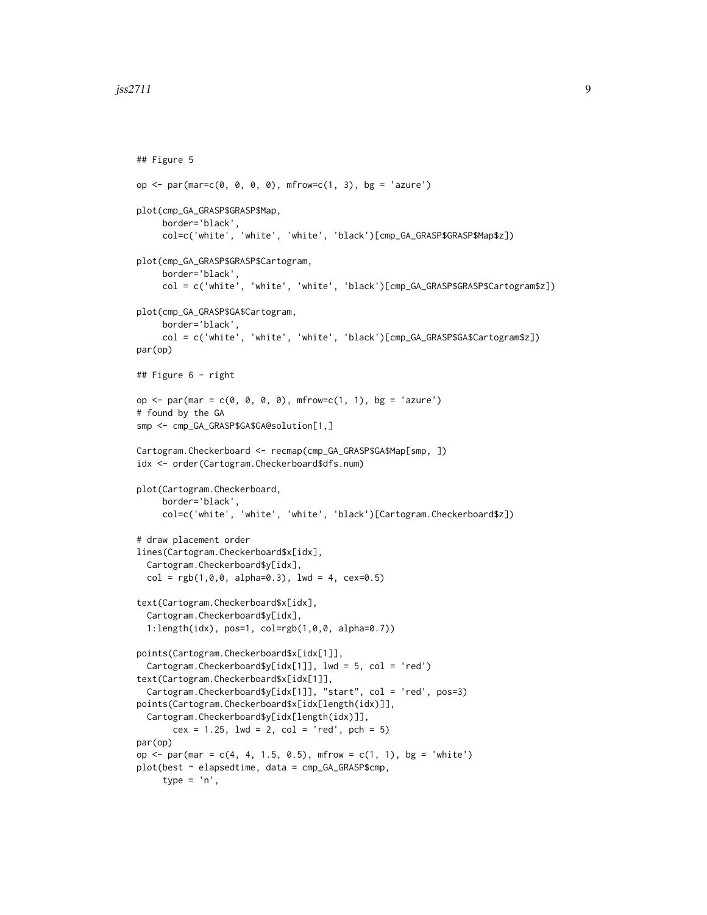```
## Figure 5

op <- par(mar=c(0, 0, 0, 0), mfrow=c(1, 3), bg = 'azure')

plot(cmp_GA_GRASP$GRASP$Map,
     border='black',
     col=c('white', 'white', 'white', 'black')[cmp_GA_GRASP$GRASP$Map$z])

plot(cmp_GA_GRASP$GRASP$Cartogram,
     border='black',
     col = c('white', 'white', 'white', 'black')[cmp_GA_GRASP$GRASP$Cartogram$z])

plot(cmp_GA_GRASP$GA$Cartogram,
     border='black',
     col = c('white', 'white', 'white', 'black')[cmp_GA_GRASP$GA$Cartogram$z])
par(op)

## Figure 6 - right

op <- par(mar = c(0, 0, 0, 0), mfrow=c(1, 1), bg = 'azure')
# found by the GA
smp <- cmp_GA_GRASP$GA$GA@solution[1,]

Cartogram.Checkerboard <- recmap(cmp_GA_GRASP$GA$Map[smp, ])
idx <- order(Cartogram.Checkerboard$dfs.num)

plot(Cartogram.Checkerboard,
     border='black',
     col=c('white', 'white', 'white', 'black')[Cartogram.Checkerboard$z])

# draw placement order
lines(Cartogram.Checkerboard$x[idx],
  Cartogram.Checkerboard$y[idx],
  col = rgb(1,0,0, alpha=0.3), lwd = 4, cex=0.5)

text(Cartogram.Checkerboard$x[idx],
  Cartogram.Checkerboard$y[idx],
  1:length(idx), pos=1, col=rgb(1,0,0, alpha=0.7))

points(Cartogram.Checkerboard$x[idx[1]],
  Cartogram.Checkerboard$y[idx[1]], lwd = 5, col = 'red')
text(Cartogram.Checkerboard$x[idx[1]],
  Cartogram.Checkerboard$y[idx[1]], "start", col = 'red', pos=3)
points(Cartogram.Checkerboard$x[idx[length(idx)]],
  Cartogram.Checkerboard$y[idx[length(idx)]],
       cex = 1.25, lwd = 2, col = 'red', pch = 5)
par(op)
op <- par(mar = c(4, 4, 1.5, 0.5), mfrow = c(1, 1), bg = 'white')
plot(best ~ elapsedtime, data = cmp_GA_GRASP$cmp,
     type = 'n',
```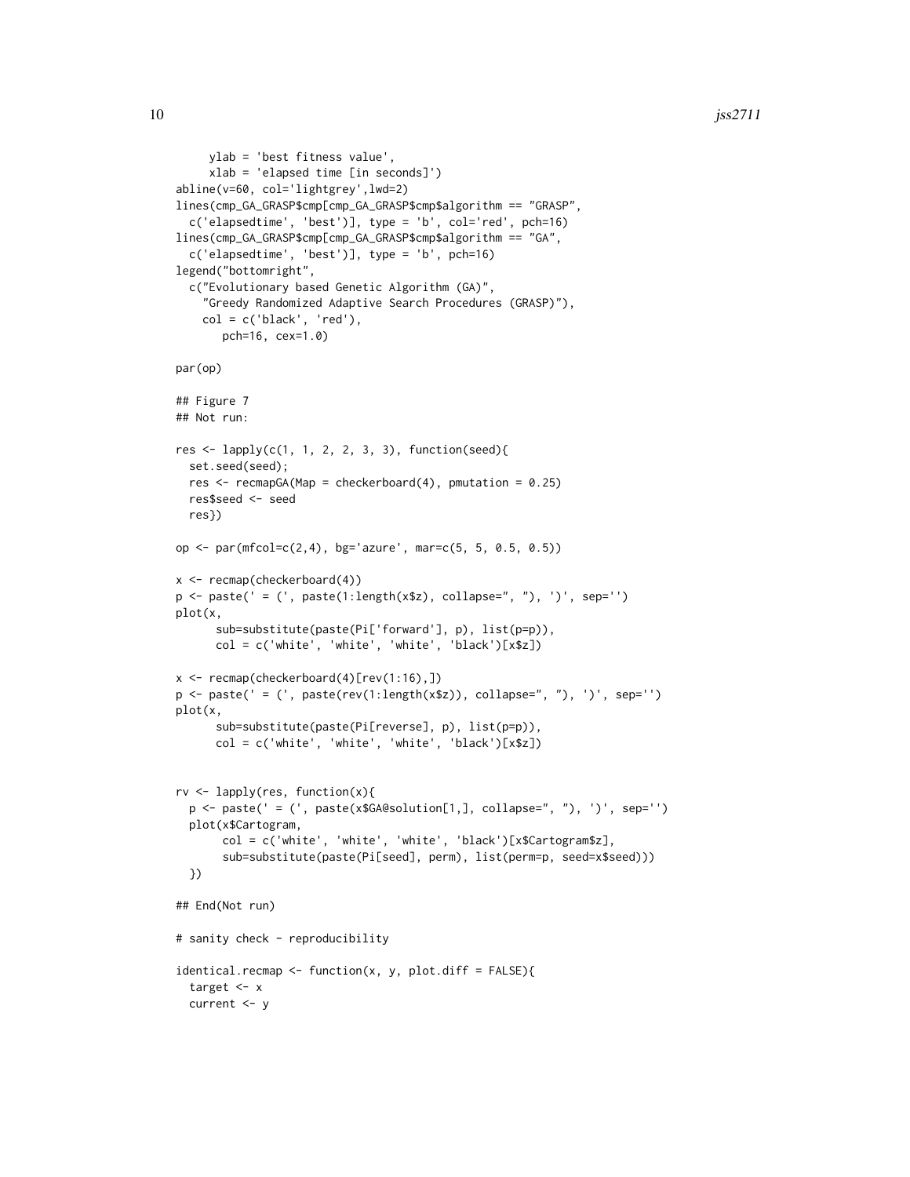```
     ylab = 'best fitness value',
     xlab = 'elapsed time [in seconds]')
abline(v=60, col='lightgrey',lwd=2)
lines(cmp_GA_GRASP$cmp[cmp_GA_GRASP$cmp$algorithm == "GRASP",
  c('elapsedtime', 'best')], type = 'b', col='red', pch=16)
lines(cmp_GA_GRASP$cmp[cmp_GA_GRASP$cmp$algorithm == "GA",
  c('elapsedtime', 'best')], type = 'b', pch=16)
legend("bottomright",
  c("Evolutionary based Genetic Algorithm (GA)",
    "Greedy Randomized Adaptive Search Procedures (GRASP)"),
    col = c('black', 'red'),
       pch=16, cex=1.0)

par(op)

## Figure 7
## Not run:

res <- lapply(c(1, 1, 2, 2, 3, 3), function(seed){
  set.seed(seed);
  res <- recmapGA(Map = checkerboard(4), pmutation = 0.25)
  res$seed <- seed
  res})

op <- par(mfcol=c(2,4), bg='azure', mar=c(5, 5, 0.5, 0.5))

x <- recmap(checkerboard(4))
p <- paste(' = (', paste(1:length(x$z), collapse=", "), ')', sep='')
plot(x,
      sub=substitute(paste(Pi['forward'], p), list(p=p)),
      col = c('white', 'white', 'white', 'black')[x$z])

x <- recmap(checkerboard(4)[rev(1:16),])
p <- paste(' = (', paste(rev(1:length(x$z)), collapse=", "), ')', sep='')
plot(x,
      sub=substitute(paste(Pi[reverse], p), list(p=p)),
      col = c('white', 'white', 'white', 'black')[x$z])


rv <- lapply(res, function(x){
  p <- paste(' = (', paste(x$GA@solution[1,], collapse=", "), ')', sep='')
  plot(x$Cartogram,
       col = c('white', 'white', 'white', 'black')[x$Cartogram$z],
       sub=substitute(paste(Pi[seed], perm), list(perm=p, seed=x$seed)))
  })

## End(Not run)

# sanity check - reproducibility

identical.recmap <- function(x, y, plot.diff = FALSE){
  target <- x
  current <- y
```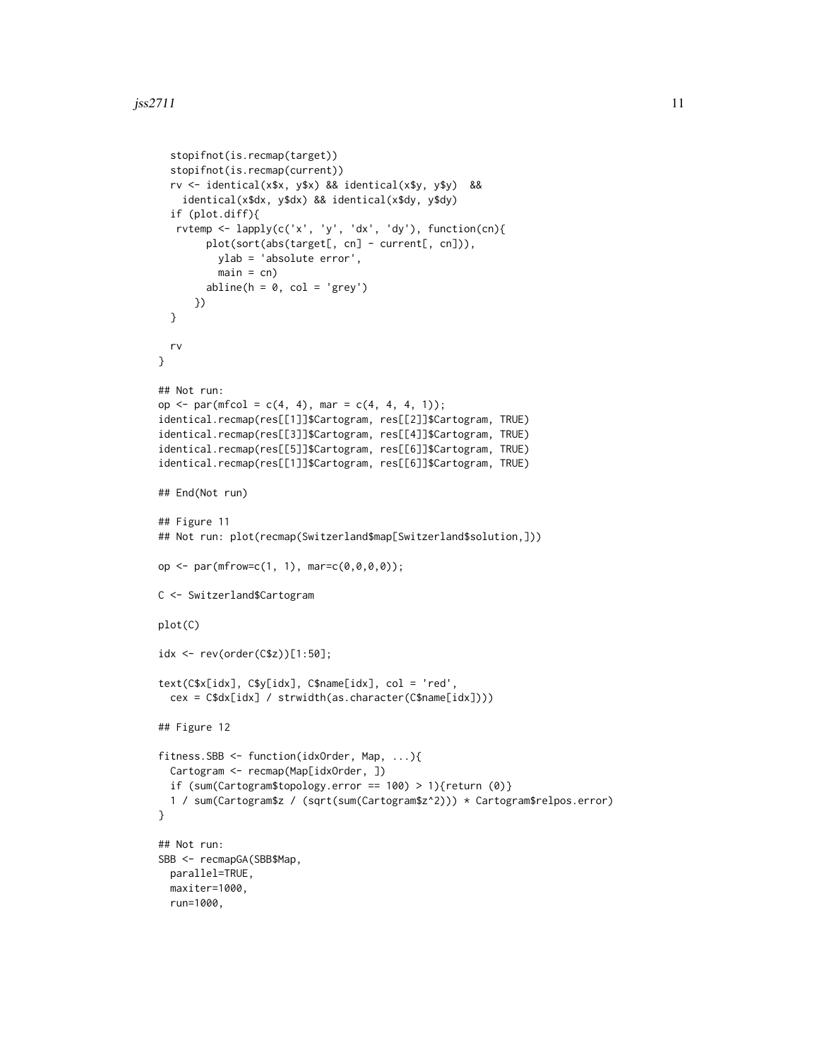```
  stopifnot(is.recmap(target))
  stopifnot(is.recmap(current))
  rv <- identical(x$x, y$x) && identical(x$y, y$y)  &&
    identical(x$dx, y$dx) && identical(x$dy, y$dy)
  if (plot.diff){
   rvtemp <- lapply(c('x', 'y', 'dx', 'dy'), function(cn){
        plot(sort(abs(target[, cn] - current[, cn])),
          ylab = 'absolute error',
          main = cn)
        abline(h = 0, col = 'grey')
      })
  }

  rv
}

## Not run:
op <- par(mfcol = c(4, 4), mar = c(4, 4, 4, 1));
identical.recmap(res[[1]]$Cartogram, res[[2]]$Cartogram, TRUE)
identical.recmap(res[[3]]$Cartogram, res[[4]]$Cartogram, TRUE)
identical.recmap(res[[5]]$Cartogram, res[[6]]$Cartogram, TRUE)
identical.recmap(res[[1]]$Cartogram, res[[6]]$Cartogram, TRUE)

## End(Not run)

## Figure 11
## Not run: plot(recmap(Switzerland$map[Switzerland$solution,]))

op <- par(mfrow=c(1, 1), mar=c(0,0,0,0));

C <- Switzerland$Cartogram

plot(C)

idx <- rev(order(C$z))[1:50];

text(C$x[idx], C$y[idx], C$name[idx], col = 'red',
  cex = C$dx[idx] / strwidth(as.character(C$name[idx])))

## Figure 12

fitness.SBB <- function(idxOrder, Map, ...){
  Cartogram <- recmap(Map[idxOrder, ])
  if (sum(Cartogram$topology.error == 100) > 1){return (0)}
  1 / sum(Cartogram$z / (sqrt(sum(Cartogram$z^2))) * Cartogram$relpos.error)
}

## Not run:
SBB <- recmapGA(SBB$Map,
  parallel=TRUE,
  maxiter=1000,
  run=1000,
```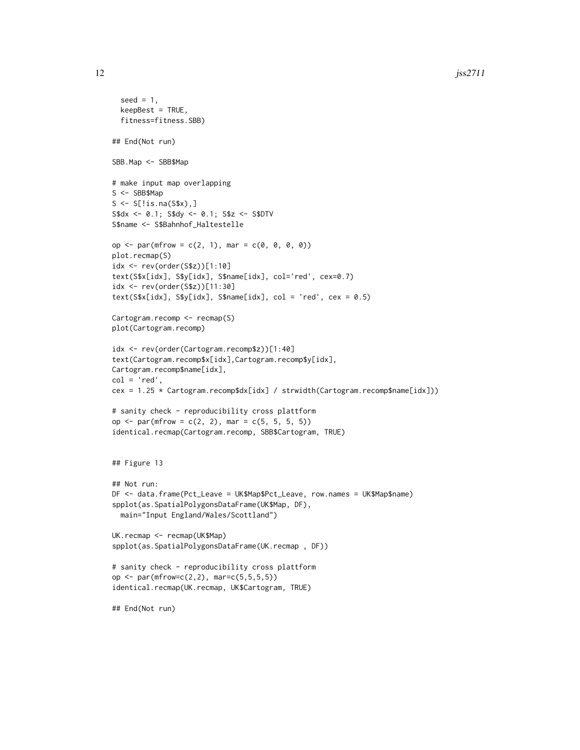```
  seed = 1,
  keepBest = TRUE,
  fitness=fitness.SBB)

## End(Not run)

SBB.Map <- SBB$Map

# make input map overlapping
S <- SBB$Map
S <- S[!is.na(S$x),]
S$dx <- 0.1; S$dy <- 0.1; S$z <- S$DTV
S$name <- S$Bahnhof_Haltestelle

op <- par(mfrow = c(2, 1), mar = c(0, 0, 0, 0))
plot.recmap(S)
idx <- rev(order(S$z))[1:10]
text(S$x[idx], S$y[idx], S$name[idx], col='red', cex=0.7)
idx <- rev(order(S$z))[11:30]
text(S$x[idx], S$y[idx], S$name[idx], col = 'red', cex = 0.5)

Cartogram.recomp <- recmap(S)
plot(Cartogram.recomp)

idx <- rev(order(Cartogram.recomp$z))[1:40]
text(Cartogram.recomp$x[idx],Cartogram.recomp$y[idx],
Cartogram.recomp$name[idx],
col = 'red',
cex = 1.25 * Cartogram.recomp$dx[idx] / strwidth(Cartogram.recomp$name[idx]))

# sanity check - reproducibility cross plattform
op <- par(mfrow = c(2, 2), mar = c(5, 5, 5, 5))
identical.recmap(Cartogram.recomp, SBB$Cartogram, TRUE)


## Figure 13

## Not run:
DF <- data.frame(Pct_Leave = UK$Map$Pct_Leave, row.names = UK$Map$name)
spplot(as.SpatialPolygonsDataFrame(UK$Map, DF),
  main="Input England/Wales/Scottland")

UK.recmap <- recmap(UK$Map)
spplot(as.SpatialPolygonsDataFrame(UK.recmap , DF))

# sanity check - reproducibility cross plattform
op <- par(mfrow=c(2,2), mar=c(5,5,5,5))
identical.recmap(UK.recmap, UK$Cartogram, TRUE)

## End(Not run)
```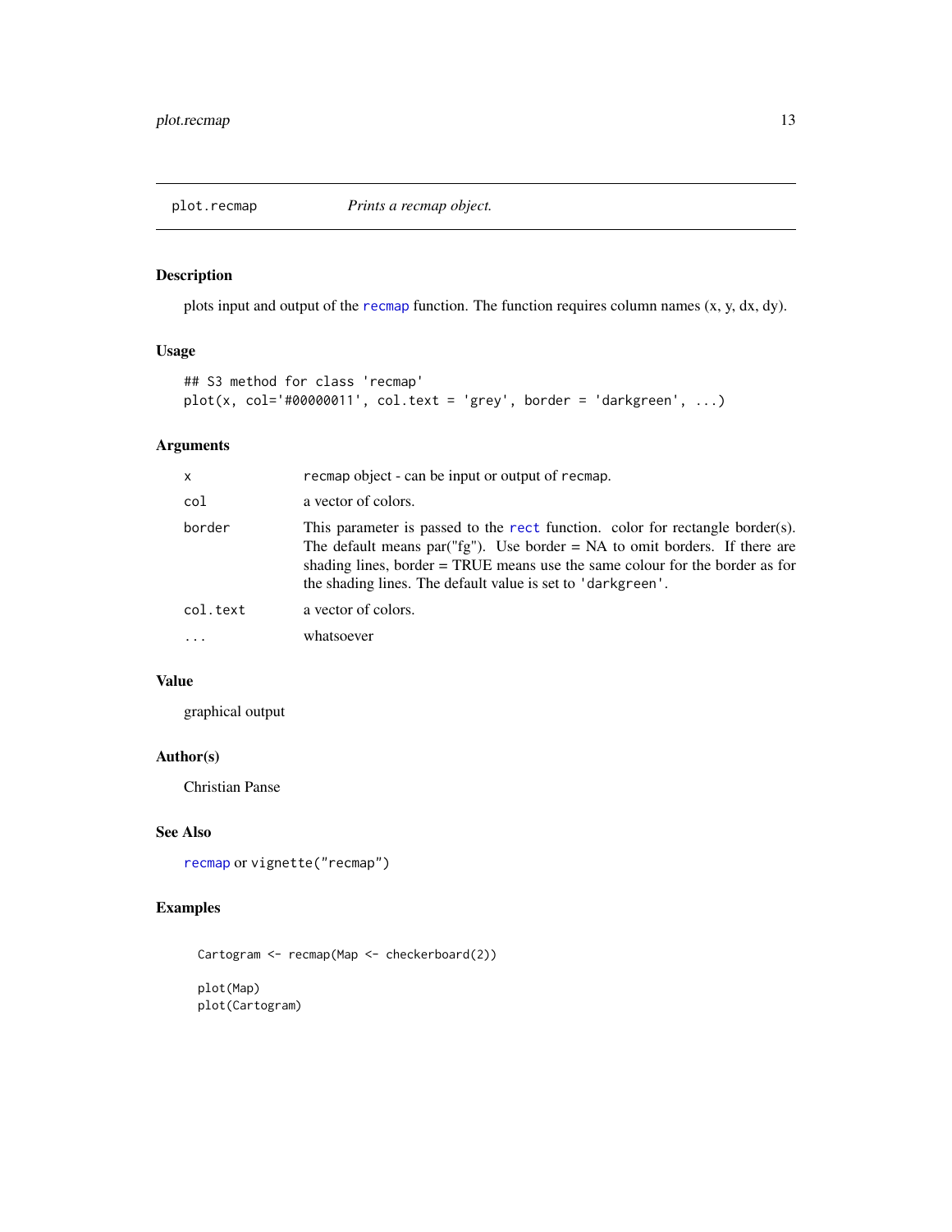## plot.recmap — *Prints a recmap object.*

### Description

plots input and output of the recmap function. The function requires column names (x, y, dx, dy).

### Usage

```
## S3 method for class 'recmap'
plot(x, col='#00000011', col.text = 'grey', border = 'darkgreen', ...)
```

### Arguments

| | |
|---|---|
| `x` | `recmap` object - can be input or output of `recmap`. |
| `col` | a vector of colors. |
| `border` | This parameter is passed to the rect function. color for rectangle border(s). The default means par("fg"). Use border = NA to omit borders. If there are shading lines, border = TRUE means use the same colour for the border as for the shading lines. The default value is set to `'darkgreen'`. |
| `col.text` | a vector of colors. |
| `...` | whatsoever |

### Value

graphical output

### Author(s)

Christian Panse

### See Also

recmap or `vignette("recmap")`

### Examples

```
Cartogram <- recmap(Map <- checkerboard(2))

plot(Map)
plot(Cartogram)
```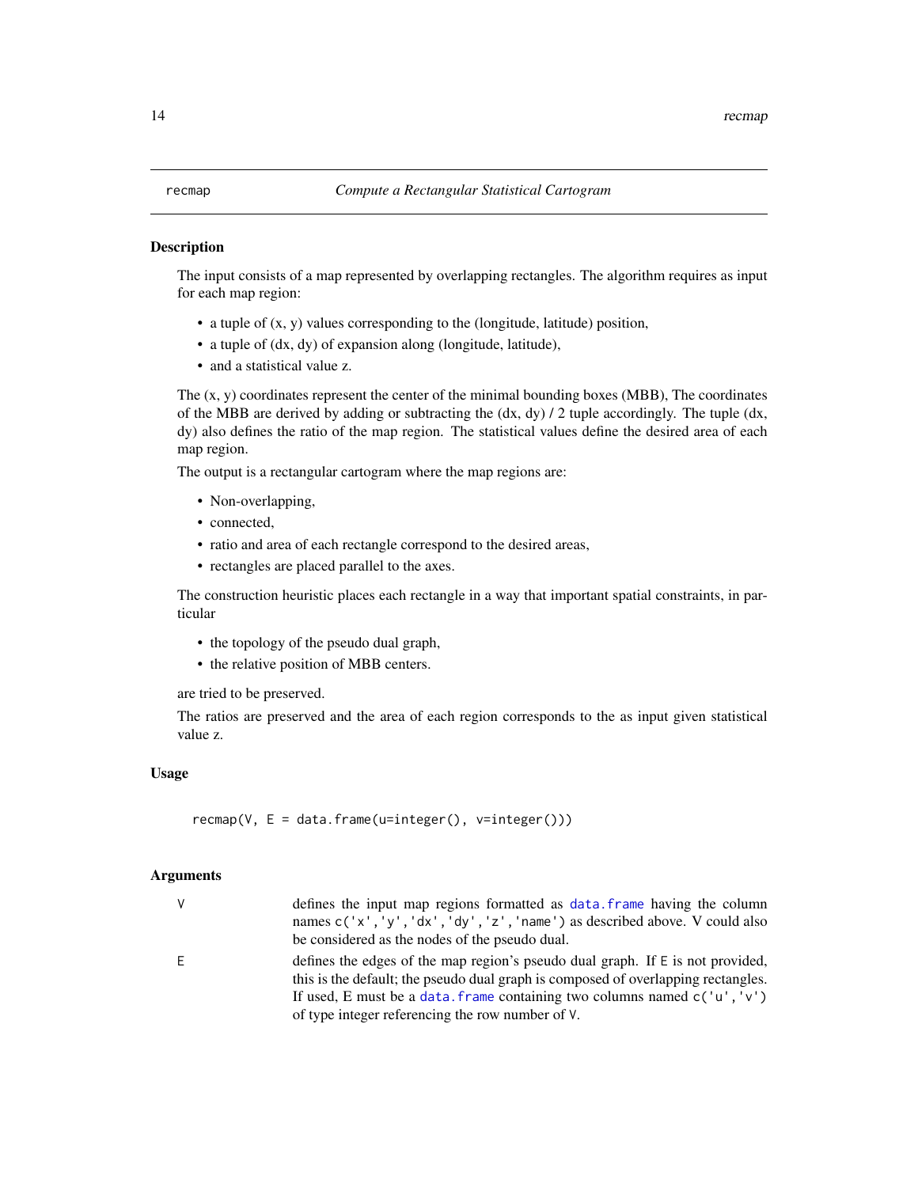recmap — *Compute a Rectangular Statistical Cartogram*

## Description

The input consists of a map represented by overlapping rectangles. The algorithm requires as input for each map region:

- a tuple of (x, y) values corresponding to the (longitude, latitude) position,
- a tuple of (dx, dy) of expansion along (longitude, latitude),
- and a statistical value z.

The (x, y) coordinates represent the center of the minimal bounding boxes (MBB), The coordinates of the MBB are derived by adding or subtracting the (dx, dy) / 2 tuple accordingly. The tuple (dx, dy) also defines the ratio of the map region. The statistical values define the desired area of each map region.

The output is a rectangular cartogram where the map regions are:

- Non-overlapping,
- connected,
- ratio and area of each rectangle correspond to the desired areas,
- rectangles are placed parallel to the axes.

The construction heuristic places each rectangle in a way that important spatial constraints, in particular

- the topology of the pseudo dual graph,
- the relative position of MBB centers.

are tried to be preserved.

The ratios are preserved and the area of each region corresponds to the as input given statistical value z.

## Usage

```
recmap(V, E = data.frame(u=integer(), v=integer()))
```

## Arguments

| | |
|---|---|
| V | defines the input map regions formatted as data.frame having the column names c('x','y','dx','dy','z','name') as described above. V could also be considered as the nodes of the pseudo dual. |
| E | defines the edges of the map region's pseudo dual graph. If E is not provided, this is the default; the pseudo dual graph is composed of overlapping rectangles. If used, E must be a data.frame containing two columns named c('u','v') of type integer referencing the row number of V. |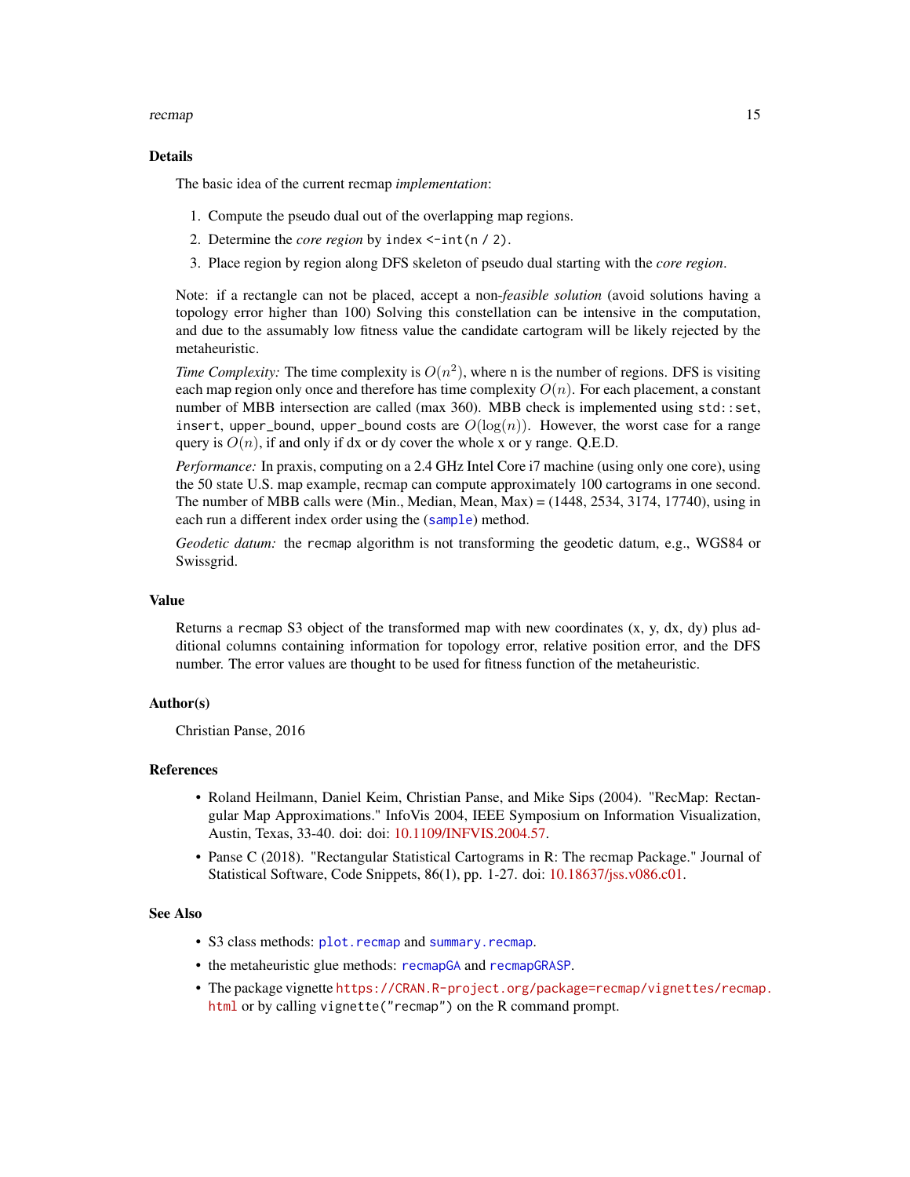## Details

The basic idea of the current recmap *implementation*:

1. Compute the pseudo dual out of the overlapping map regions.
2. Determine the *core region* by `index <-int(n / 2)`.
3. Place region by region along DFS skeleton of pseudo dual starting with the *core region*.

Note: if a rectangle can not be placed, accept a non-*feasible solution* (avoid solutions having a topology error higher than 100) Solving this constellation can be intensive in the computation, and due to the assumably low fitness value the candidate cartogram will be likely rejected by the metaheuristic.

*Time Complexity:* The time complexity is $O(n^2)$, where n is the number of regions. DFS is visiting each map region only once and therefore has time complexity $O(n)$. For each placement, a constant number of MBB intersection are called (max 360). MBB check is implemented using `std::set`, `insert`, `upper_bound`, `upper_bound` costs are $O(\log(n))$. However, the worst case for a range query is $O(n)$, if and only if dx or dy cover the whole x or y range. Q.E.D.

*Performance:* In praxis, computing on a 2.4 GHz Intel Core i7 machine (using only one core), using the 50 state U.S. map example, recmap can compute approximately 100 cartograms in one second. The number of MBB calls were (Min., Median, Mean, Max) = (1448, 2534, 3174, 17740), using in each run a different index order using the (`sample`) method.

*Geodetic datum:* the `recmap` algorithm is not transforming the geodetic datum, e.g., WGS84 or Swissgrid.

## Value

Returns a `recmap` S3 object of the transformed map with new coordinates (x, y, dx, dy) plus additional columns containing information for topology error, relative position error, and the DFS number. The error values are thought to be used for fitness function of the metaheuristic.

## Author(s)

Christian Panse, 2016

## References

- Roland Heilmann, Daniel Keim, Christian Panse, and Mike Sips (2004). "RecMap: Rectangular Map Approximations." InfoVis 2004, IEEE Symposium on Information Visualization, Austin, Texas, 33-40. doi: doi: 10.1109/INFVIS.2004.57.
- Panse C (2018). "Rectangular Statistical Cartograms in R: The recmap Package." Journal of Statistical Software, Code Snippets, 86(1), pp. 1-27. doi: 10.18637/jss.v086.c01.

## See Also

- S3 class methods: `plot.recmap` and `summary.recmap`.
- the metaheuristic glue methods: `recmapGA` and `recmapGRASP`.
- The package vignette `https://CRAN.R-project.org/package=recmap/vignettes/recmap.html` or by calling `vignette("recmap")` on the R command prompt.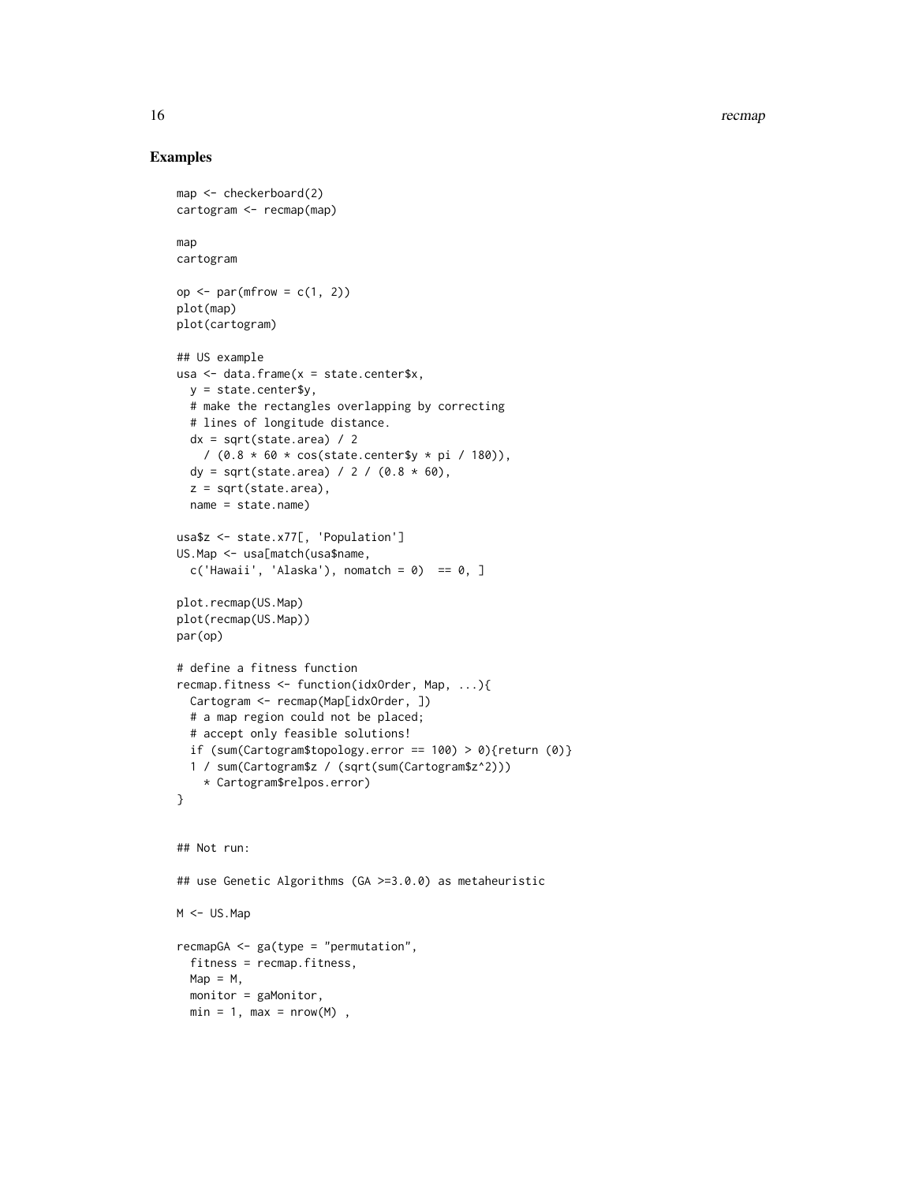## Examples

```
map <- checkerboard(2)
cartogram <- recmap(map)

map
cartogram

op <- par(mfrow = c(1, 2))
plot(map)
plot(cartogram)

## US example
usa <- data.frame(x = state.center$x,
  y = state.center$y,
  # make the rectangles overlapping by correcting
  # lines of longitude distance.
  dx = sqrt(state.area) / 2
    / (0.8 * 60 * cos(state.center$y * pi / 180)),
  dy = sqrt(state.area) / 2 / (0.8 * 60),
  z = sqrt(state.area),
  name = state.name)

usa$z <- state.x77[, 'Population']
US.Map <- usa[match(usa$name,
  c('Hawaii', 'Alaska'), nomatch = 0)  == 0, ]

plot.recmap(US.Map)
plot(recmap(US.Map))
par(op)

# define a fitness function
recmap.fitness <- function(idxOrder, Map, ...){
  Cartogram <- recmap(Map[idxOrder, ])
  # a map region could not be placed;
  # accept only feasible solutions!
  if (sum(Cartogram$topology.error == 100) > 0){return (0)}
  1 / sum(Cartogram$z / (sqrt(sum(Cartogram$z^2)))
    * Cartogram$relpos.error)
}


## Not run:

## use Genetic Algorithms (GA >=3.0.0) as metaheuristic

M <- US.Map

recmapGA <- ga(type = "permutation",
  fitness = recmap.fitness,
  Map = M,
  monitor = gaMonitor,
  min = 1, max = nrow(M) ,
```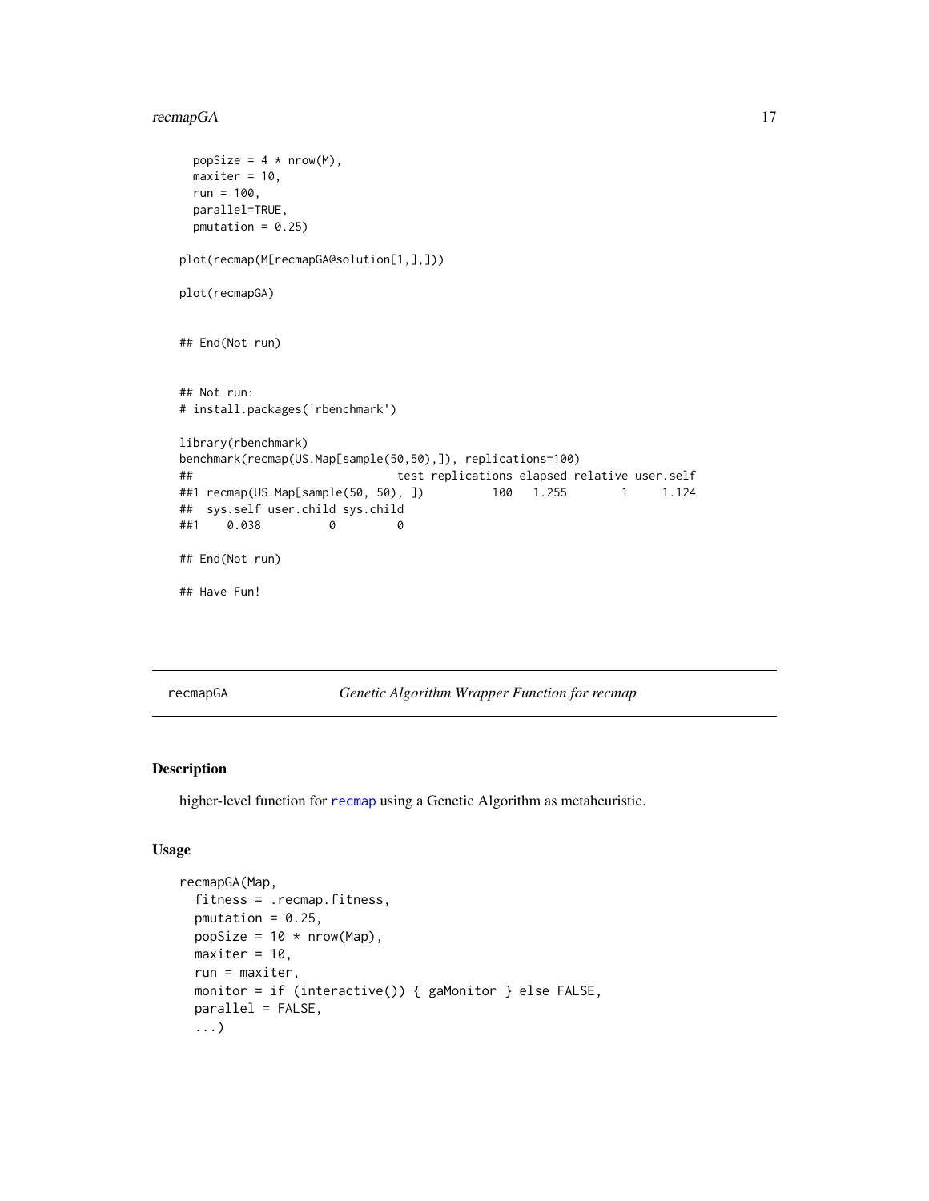```
  popSize = 4 * nrow(M),
  maxiter = 10,
  run = 100,
  parallel=TRUE,
  pmutation = 0.25)

plot(recmap(M[recmapGA@solution[1,],]))

plot(recmapGA)


## End(Not run)


## Not run:
# install.packages('rbenchmark')

library(rbenchmark)
benchmark(recmap(US.Map[sample(50,50),]), replications=100)
##                              test replications elapsed relative user.self
##1 recmap(US.Map[sample(50, 50), ])          100   1.255        1     1.124
##  sys.self user.child sys.child
##1    0.038          0         0

## End(Not run)

## Have Fun!
```

---

recmapGA *Genetic Algorithm Wrapper Function for recmap*

---

## Description

higher-level function for recmap using a Genetic Algorithm as metaheuristic.

## Usage

```
recmapGA(Map,
  fitness = .recmap.fitness,
  pmutation = 0.25,
  popSize = 10 * nrow(Map),
  maxiter = 10,
  run = maxiter,
  monitor = if (interactive()) { gaMonitor } else FALSE,
  parallel = FALSE,
  ...)
```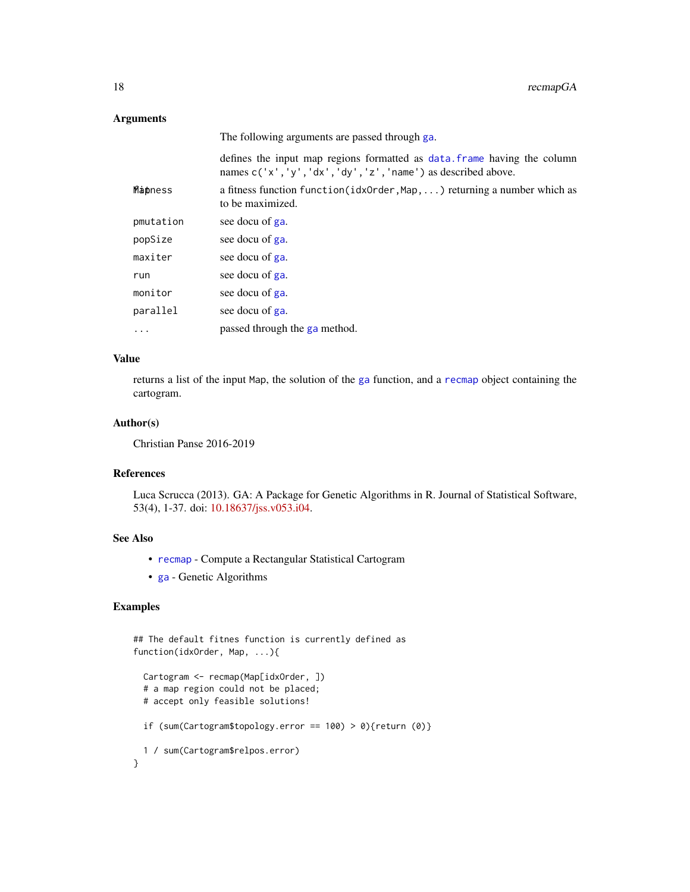### Arguments

The following arguments are passed through `ga`.

| | |
|---|---|
| `Map` | defines the input map regions formatted as `data.frame` having the column names `c('x','y','dx','dy','z','name')` as described above. |
| `fitness` | a fitness function `function(idxOrder,Map,...)` returning a number which as to be maximized. |
| `pmutation` | see docu of `ga`. |
| `popSize` | see docu of `ga`. |
| `maxiter` | see docu of `ga`. |
| `run` | see docu of `ga`. |
| `monitor` | see docu of `ga`. |
| `parallel` | see docu of `ga`. |
| `...` | passed through the `ga` method. |

### Value

returns a list of the input `Map`, the solution of the `ga` function, and a `recmap` object containing the cartogram.

### Author(s)

Christian Panse 2016-2019

### References

Luca Scrucca (2013). GA: A Package for Genetic Algorithms in R. Journal of Statistical Software, 53(4), 1-37. doi: 10.18637/jss.v053.i04.

### See Also

- `recmap` - Compute a Rectangular Statistical Cartogram
- `ga` - Genetic Algorithms

### Examples

```
## The default fitnes function is currently defined as
function(idxOrder, Map, ...){

  Cartogram <- recmap(Map[idxOrder, ])
  # a map region could not be placed;
  # accept only feasible solutions!

  if (sum(Cartogram$topology.error == 100) > 0){return (0)}

  1 / sum(Cartogram$relpos.error)
}
```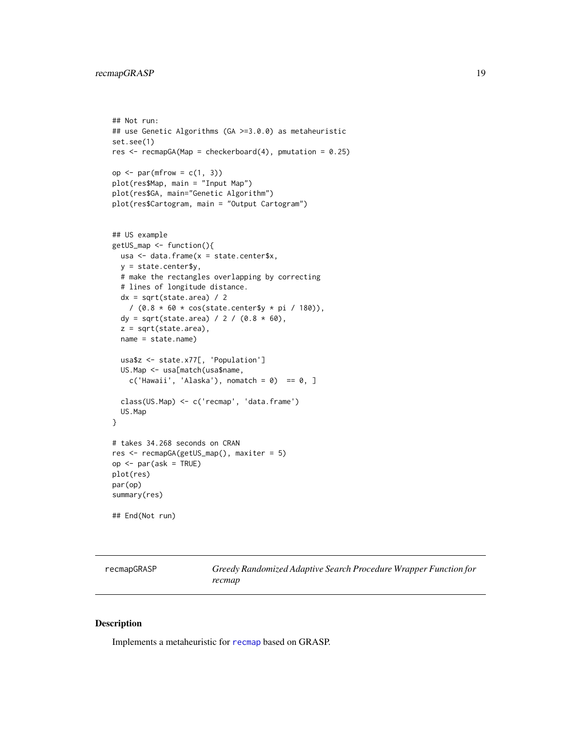```
## Not run:
## use Genetic Algorithms (GA >=3.0.0) as metaheuristic
set.see(1)
res <- recmapGA(Map = checkerboard(4), pmutation = 0.25)

op <- par(mfrow = c(1, 3))
plot(res$Map, main = "Input Map")
plot(res$GA, main="Genetic Algorithm")
plot(res$Cartogram, main = "Output Cartogram")


## US example
getUS_map <- function(){
  usa <- data.frame(x = state.center$x,
  y = state.center$y,
  # make the rectangles overlapping by correcting
  # lines of longitude distance.
  dx = sqrt(state.area) / 2
    / (0.8 * 60 * cos(state.center$y * pi / 180)),
  dy = sqrt(state.area) / 2 / (0.8 * 60),
  z = sqrt(state.area),
  name = state.name)

  usa$z <- state.x77[, 'Population']
  US.Map <- usa[match(usa$name,
    c('Hawaii', 'Alaska'), nomatch = 0)  == 0, ]

  class(US.Map) <- c('recmap', 'data.frame')
  US.Map
}

# takes 34.268 seconds on CRAN
res <- recmapGA(getUS_map(), maxiter = 5)
op <- par(ask = TRUE)
plot(res)
par(op)
summary(res)

## End(Not run)
```

---

recmapGRASP *Greedy Randomized Adaptive Search Procedure Wrapper Function for recmap*

---

## Description

Implements a metaheuristic for recmap based on GRASP.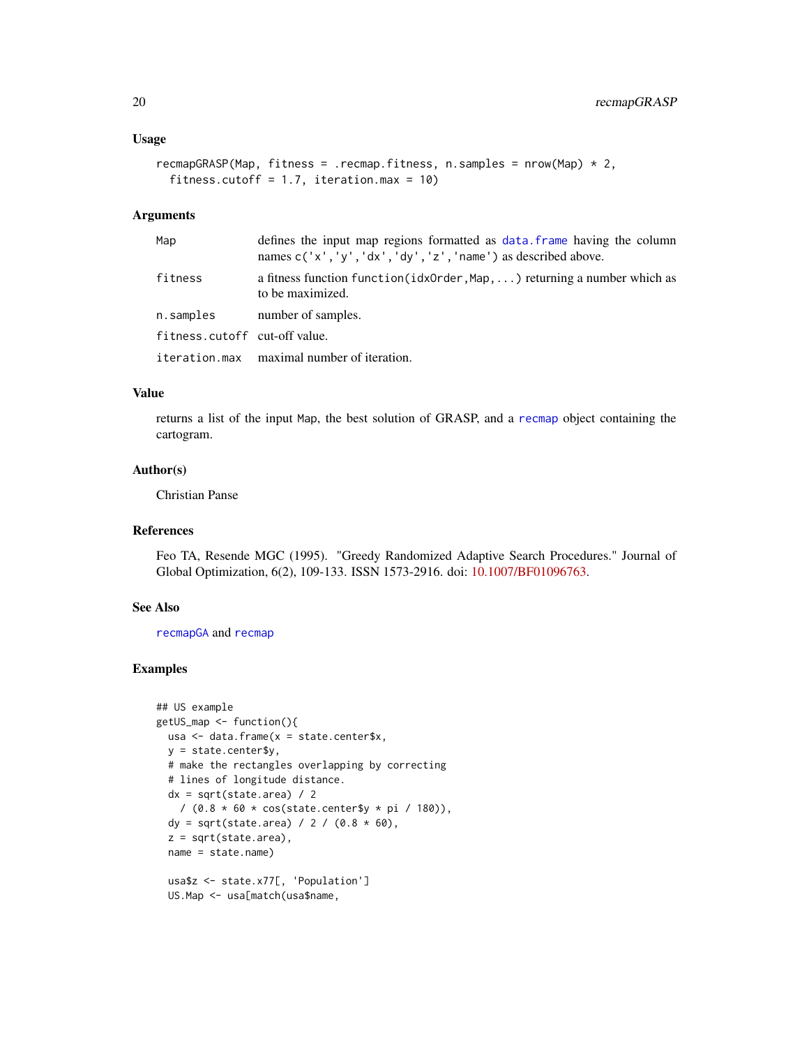### Usage

```
recmapGRASP(Map, fitness = .recmap.fitness, n.samples = nrow(Map) * 2,
  fitness.cutoff = 1.7, iteration.max = 10)
```

### Arguments

| | |
|---|---|
| Map | defines the input map regions formatted as data.frame having the column names c('x','y','dx','dy','z','name') as described above. |
| fitness | a fitness function function(idxOrder,Map,...) returning a number which as to be maximized. |
| n.samples | number of samples. |
| fitness.cutoff | cut-off value. |
| iteration.max | maximal number of iteration. |

### Value

returns a list of the input Map, the best solution of GRASP, and a recmap object containing the cartogram.

### Author(s)

Christian Panse

### References

Feo TA, Resende MGC (1995). "Greedy Randomized Adaptive Search Procedures." Journal of Global Optimization, 6(2), 109-133. ISSN 1573-2916. doi: 10.1007/BF01096763.

### See Also

recmapGA and recmap

### Examples

```
## US example
getUS_map <- function(){
  usa <- data.frame(x = state.center$x,
  y = state.center$y,
  # make the rectangles overlapping by correcting
  # lines of longitude distance.
  dx = sqrt(state.area) / 2
    / (0.8 * 60 * cos(state.center$y * pi / 180)),
  dy = sqrt(state.area) / 2 / (0.8 * 60),
  z = sqrt(state.area),
  name = state.name)

  usa$z <- state.x77[, 'Population']
  US.Map <- usa[match(usa$name,
```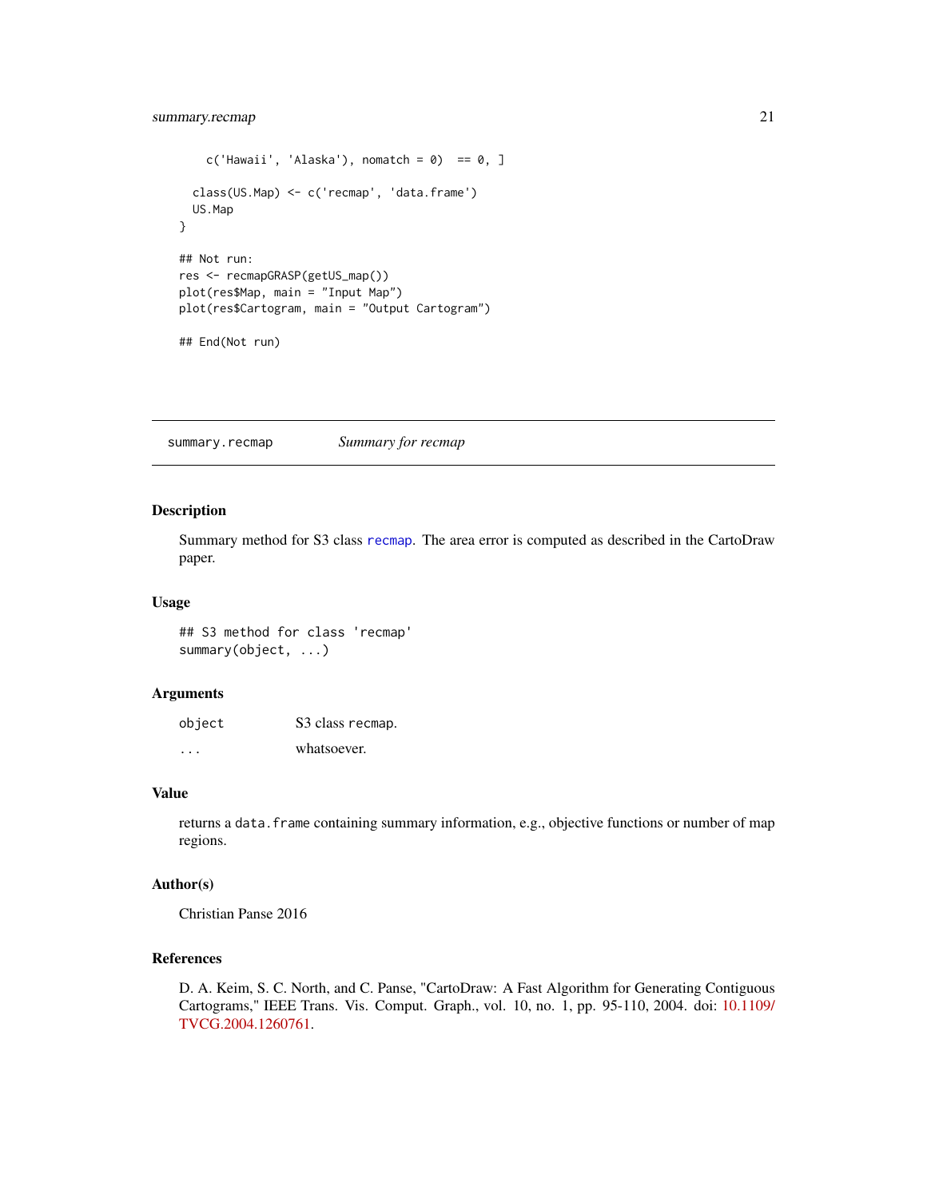```
    c('Hawaii', 'Alaska'), nomatch = 0)  == 0, ]

  class(US.Map) <- c('recmap', 'data.frame')
  US.Map
}

## Not run:
res <- recmapGRASP(getUS_map())
plot(res$Map, main = "Input Map")
plot(res$Cartogram, main = "Output Cartogram")

## End(Not run)
```

---

summary.recmap &nbsp;&nbsp;&nbsp;&nbsp; *Summary for recmap*

---

### Description

Summary method for S3 class recmap. The area error is computed as described in the CartoDraw paper.

### Usage

```
## S3 method for class 'recmap'
summary(object, ...)
```

### Arguments

| | |
|---|---|
| object | S3 class recmap. |
| ... | whatsoever. |

### Value

returns a `data.frame` containing summary information, e.g., objective functions or number of map regions.

### Author(s)

Christian Panse 2016

### References

D. A. Keim, S. C. North, and C. Panse, "CartoDraw: A Fast Algorithm for Generating Contiguous Cartograms," IEEE Trans. Vis. Comput. Graph., vol. 10, no. 1, pp. 95-110, 2004. doi: 10.1109/TVCG.2004.1260761.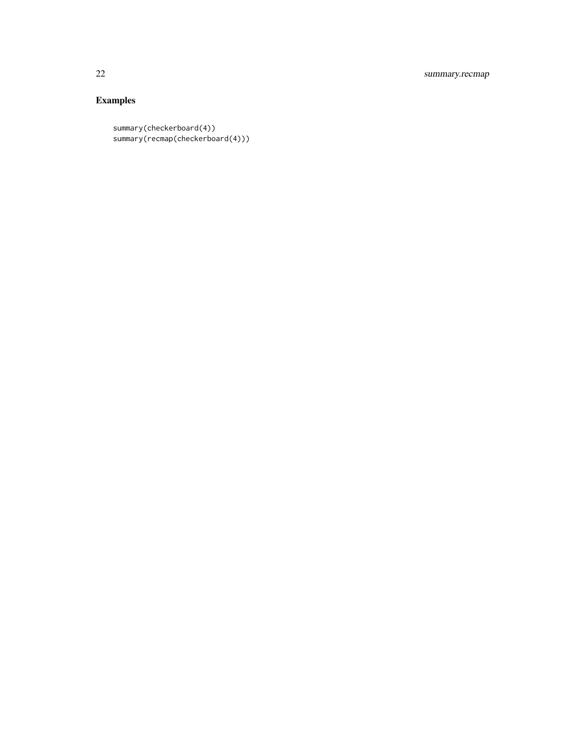## Examples

```
summary(checkerboard(4))
summary(recmap(checkerboard(4)))
```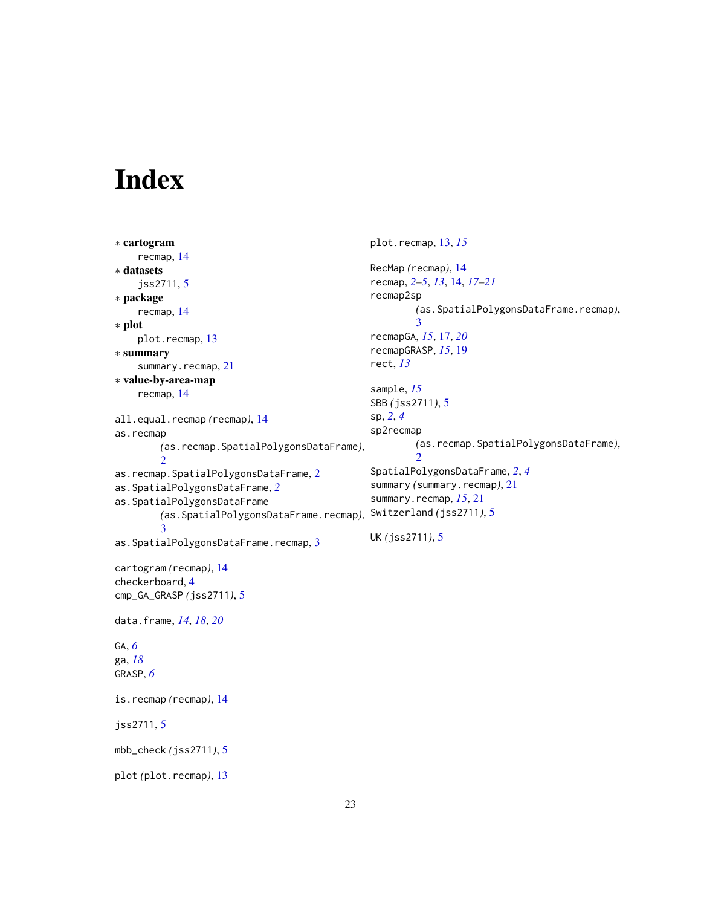# Index

∗ **cartogram**
 recmap, 14

∗ **datasets**
 jss2711, 5

∗ **package**
 recmap, 14

∗ **plot**
 plot.recmap, 13

∗ **summary**
 summary.recmap, 21

∗ **value-by-area-map**
 recmap, 14

all.equal.recmap *(*recmap*)*, 14
as.recmap *(*as.recmap.SpatialPolygonsDataFrame*)*, 2
as.recmap.SpatialPolygonsDataFrame, 2
as.SpatialPolygonsDataFrame, *2*
as.SpatialPolygonsDataFrame *(*as.SpatialPolygonsDataFrame.recmap*)*, 3
as.SpatialPolygonsDataFrame.recmap, 3

cartogram *(*recmap*)*, 14
checkerboard, 4
cmp_GA_GRASP *(*jss2711*)*, 5

data.frame, *14*, *18*, *20*

GA, *6*
ga, *18*
GRASP, *6*

is.recmap *(*recmap*)*, 14

jss2711, 5

mbb_check *(*jss2711*)*, 5

plot *(*plot.recmap*)*, 13
plot.recmap, 13, *15*

RecMap *(*recmap*)*, 14
recmap, *2–5*, *13*, 14, *17–21*
recmap2sp *(*as.SpatialPolygonsDataFrame.recmap*)*, 3
recmapGA, *15*, 17, *20*
recmapGRASP, *15*, 19
rect, *13*

sample, *15*
SBB *(*jss2711*)*, 5
sp, *2*, *4*
sp2recmap *(*as.recmap.SpatialPolygonsDataFrame*)*, 2
SpatialPolygonsDataFrame, *2*, *4*
summary *(*summary.recmap*)*, 21
summary.recmap, *15*, 21
Switzerland *(*jss2711*)*, 5

UK *(*jss2711*)*, 5